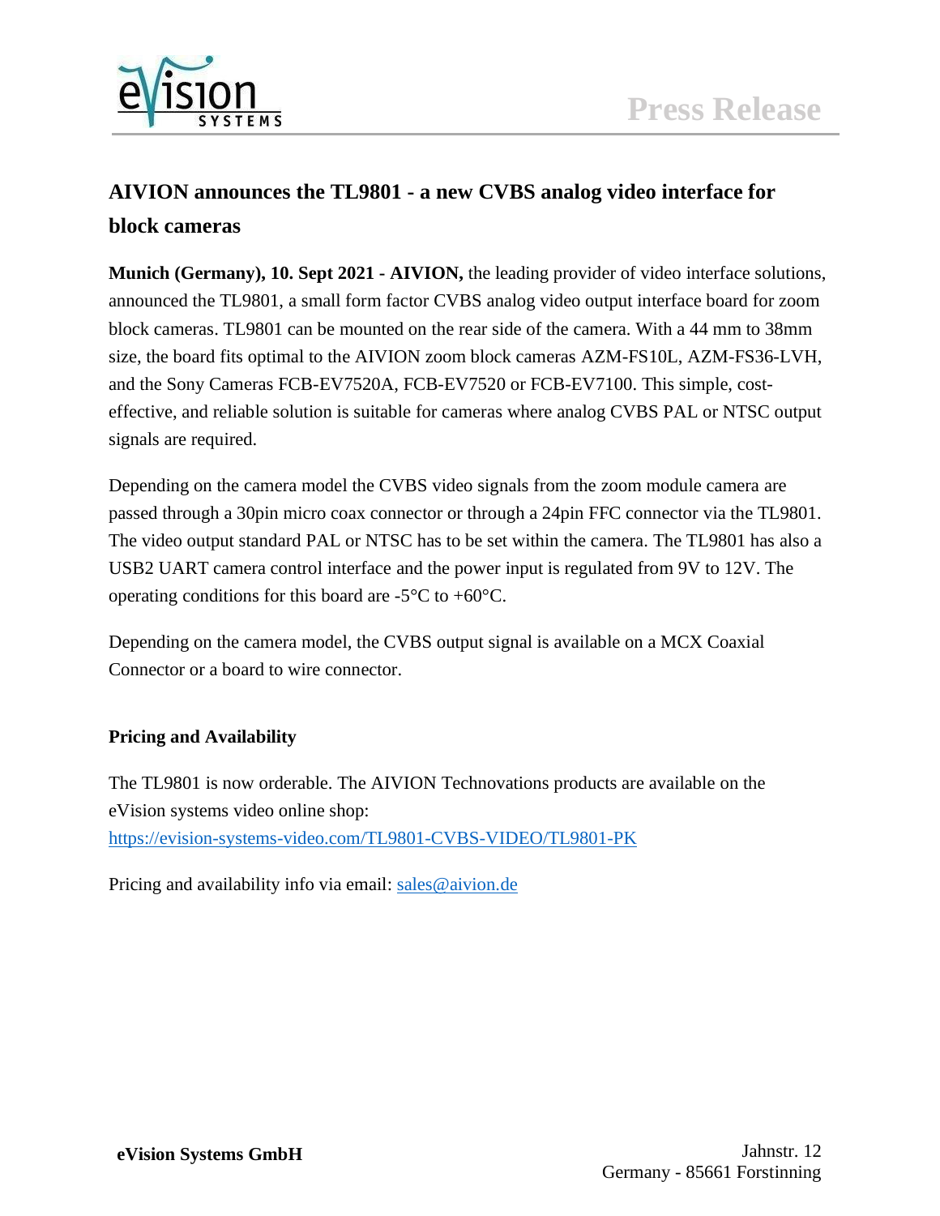# AIVION announces the TL9801 - a new CVBS analog video interface for block cameras

**Munich (Germany), 10. Sept 2021 - AIVION,** the leading provider of video interface solutions, announced the TL9801, a small form factor CVBS analog video output interface board for zoom block cameras. TL9801 can be mounted on the rear side of the camera. With a 44 mm to 38mm size, the board fits optimal to the AIVION zoom block cameras AZM-FS10L, AZM-FS36-LVH, and the Sony Cameras FCB-EV7520A, FCB-EV7520 or FCB-EV7100. This simple, cost-effective, and reliable solution is suitable for cameras where analog CVBS PAL or NTSC output signals are required.

Depending on the camera model the CVBS video signals from the zoom module camera are passed through a 30pin micro coax connector or through a 24pin FFC connector via the TL9801. The video output standard PAL or NTSC has to be set within the camera. The TL9801 has also a USB2 UART camera control interface and the power input is regulated from 9V to 12V. The operating conditions for this board are -5°C to +60°C.

Depending on the camera model, the CVBS output signal is available on a MCX Coaxial Connector or a board to wire connector.

### Pricing and Availability

The TL9801 is now orderable. The AIVION Technovations products are available on the eVision systems video online shop:
https://evision-systems-video.com/TL9801-CVBS-VIDEO/TL9801-PK

Pricing and availability info via email: sales@aivion.de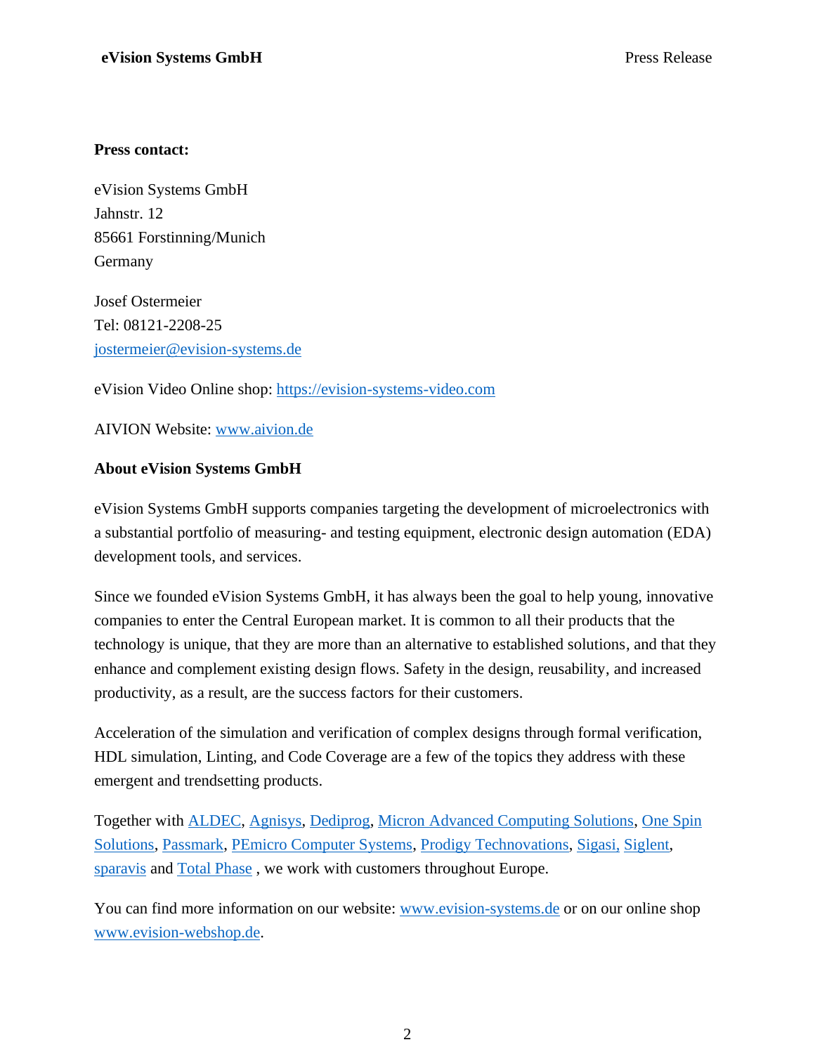**Press contact:**

eVision Systems GmbH  
Jahnstr. 12  
85661 Forstinning/Munich  
Germany

Josef Ostermeier  
Tel: 08121-2208-25  
jostermeier@evision-systems.de

eVision Video Online shop: https://evision-systems-video.com

AIVION Website: www.aivion.de

**About eVision Systems GmbH**

eVision Systems GmbH supports companies targeting the development of microelectronics with a substantial portfolio of measuring- and testing equipment, electronic design automation (EDA) development tools, and services.

Since we founded eVision Systems GmbH, it has always been the goal to help young, innovative companies to enter the Central European market. It is common to all their products that the technology is unique, that they are more than an alternative to established solutions, and that they enhance and complement existing design flows. Safety in the design, reusability, and increased productivity, as a result, are the success factors for their customers.

Acceleration of the simulation and verification of complex designs through formal verification, HDL simulation, Linting, and Code Coverage are a few of the topics they address with these emergent and trendsetting products.

Together with ALDEC, Agnisys, Dediprog, Micron Advanced Computing Solutions, One Spin Solutions, Passmark, PEmicro Computer Systems, Prodigy Technovations, Sigasi, Siglent, sparavis and Total Phase , we work with customers throughout Europe.

You can find more information on our website: www.evision-systems.de or on our online shop www.evision-webshop.de.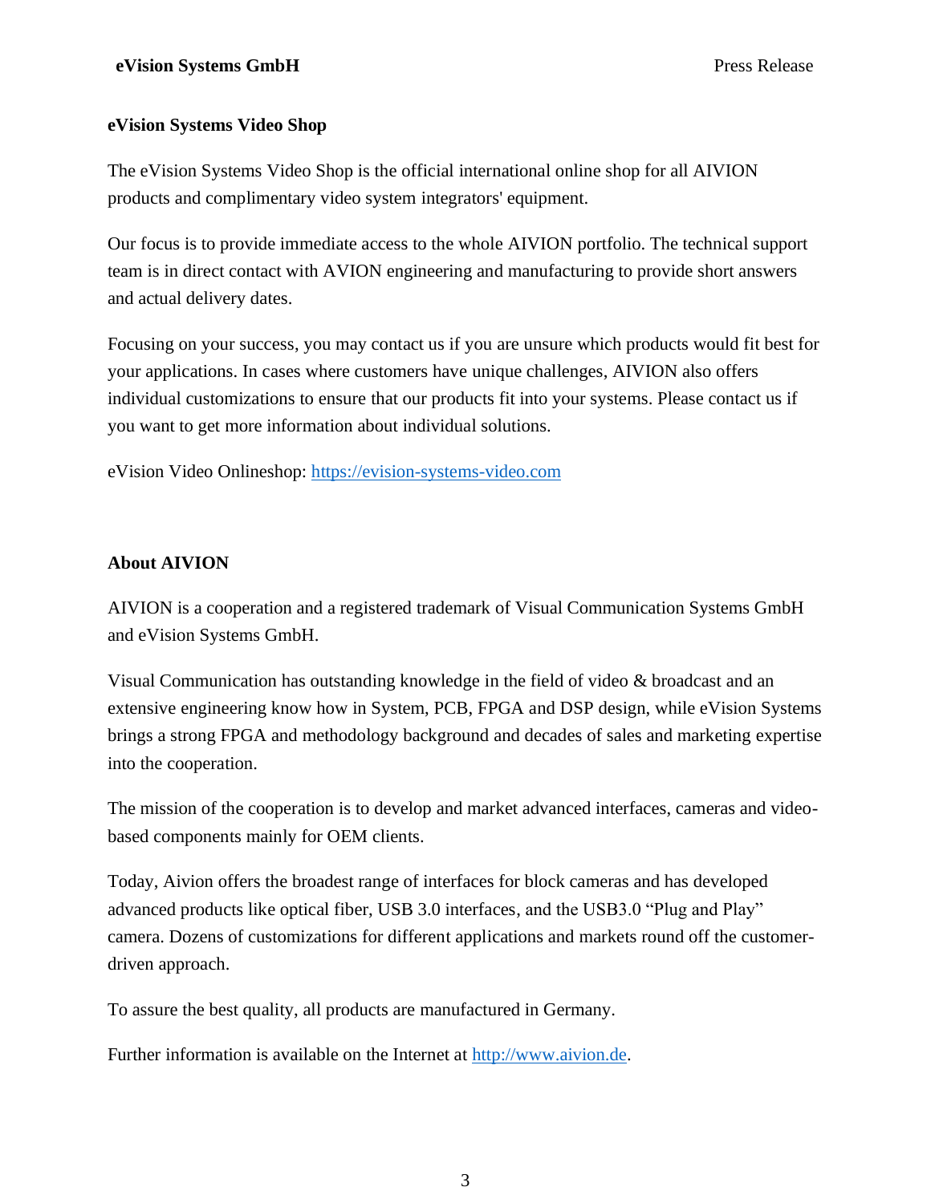## eVision Systems Video Shop

The eVision Systems Video Shop is the official international online shop for all AIVION products and complimentary video system integrators' equipment.

Our focus is to provide immediate access to the whole AIVION portfolio. The technical support team is in direct contact with AVION engineering and manufacturing to provide short answers and actual delivery dates.

Focusing on your success, you may contact us if you are unsure which products would fit best for your applications. In cases where customers have unique challenges, AIVION also offers individual customizations to ensure that our products fit into your systems. Please contact us if you want to get more information about individual solutions.

eVision Video Onlineshop: [https://evision-systems-video.com](https://evision-systems-video.com)

## About AIVION

AIVION is a cooperation and a registered trademark of Visual Communication Systems GmbH and eVision Systems GmbH.

Visual Communication has outstanding knowledge in the field of video & broadcast and an extensive engineering know how in System, PCB, FPGA and DSP design, while eVision Systems brings a strong FPGA and methodology background and decades of sales and marketing expertise into the cooperation.

The mission of the cooperation is to develop and market advanced interfaces, cameras and video-based components mainly for OEM clients.

Today, Aivion offers the broadest range of interfaces for block cameras and has developed advanced products like optical fiber, USB 3.0 interfaces, and the USB3.0 “Plug and Play” camera. Dozens of customizations for different applications and markets round off the customer-driven approach.

To assure the best quality, all products are manufactured in Germany.

Further information is available on the Internet at [http://www.aivion.de](http://www.aivion.de).